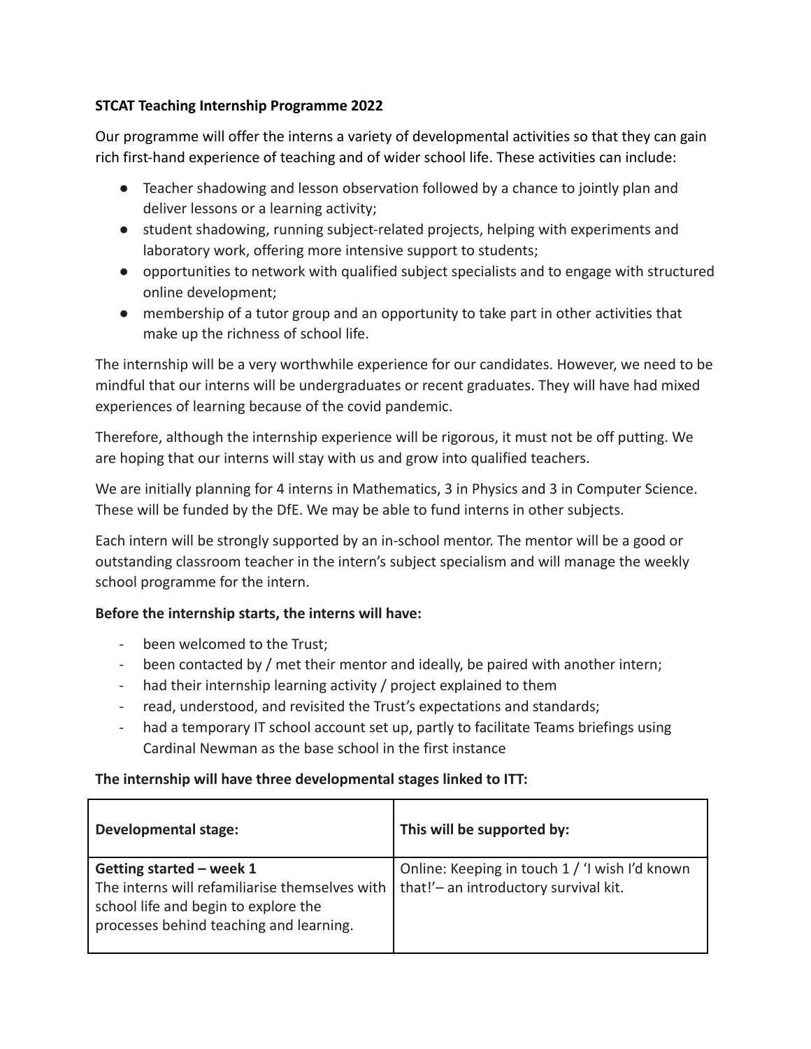**STCAT Teaching Internship Programme 2022**

Our programme will offer the interns a variety of developmental activities so that they can gain rich first-hand experience of teaching and of wider school life. These activities can include:

- Teacher shadowing and lesson observation followed by a chance to jointly plan and deliver lessons or a learning activity;
- student shadowing, running subject-related projects, helping with experiments and laboratory work, offering more intensive support to students;
- opportunities to network with qualified subject specialists and to engage with structured online development;
- membership of a tutor group and an opportunity to take part in other activities that make up the richness of school life.

The internship will be a very worthwhile experience for our candidates. However, we need to be mindful that our interns will be undergraduates or recent graduates. They will have had mixed experiences of learning because of the covid pandemic.

Therefore, although the internship experience will be rigorous, it must not be off putting. We are hoping that our interns will stay with us and grow into qualified teachers.

We are initially planning for 4 interns in Mathematics, 3 in Physics and 3 in Computer Science. These will be funded by the DfE. We may be able to fund interns in other subjects.

Each intern will be strongly supported by an in-school mentor. The mentor will be a good or outstanding classroom teacher in the intern's subject specialism and will manage the weekly school programme for the intern.

**Before the internship starts, the interns will have:**

- been welcomed to the Trust;
- been contacted by / met their mentor and ideally, be paired with another intern;
- had their internship learning activity / project explained to them
- read, understood, and revisited the Trust's expectations and standards;
- had a temporary IT school account set up, partly to facilitate Teams briefings using Cardinal Newman as the base school in the first instance

**The internship will have three developmental stages linked to ITT:**

| **Developmental stage:** | **This will be supported by:** |
|---|---|
| **Getting started – week 1**<br>The interns will refamiliarise themselves with school life and begin to explore the processes behind teaching and learning. | Online: Keeping in touch 1 / 'I wish I'd known that!'– an introductory survival kit. |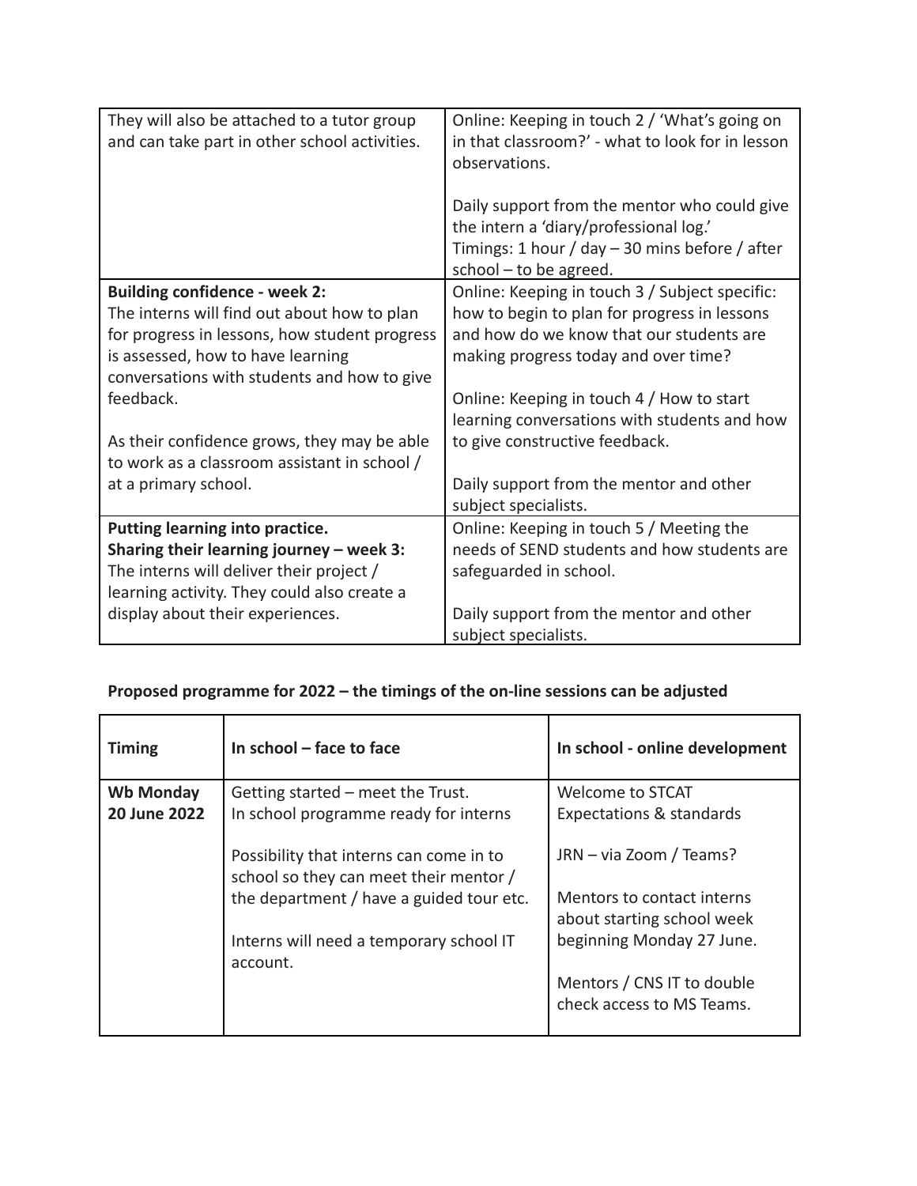| | |
|---|---|
| They will also be attached to a tutor group and can take part in other school activities. | Online: Keeping in touch 2 / 'What's going on in that classroom?' - what to look for in lesson observations.<br><br>Daily support from the mentor who could give the intern a 'diary/professional log.'<br>Timings: 1 hour / day – 30 mins before / after school – to be agreed. |
| **Building confidence - week 2:**<br>The interns will find out about how to plan for progress in lessons, how student progress is assessed, how to have learning conversations with students and how to give feedback.<br><br>As their confidence grows, they may be able to work as a classroom assistant in school / at a primary school. | Online: Keeping in touch 3 / Subject specific: how to begin to plan for progress in lessons and how do we know that our students are making progress today and over time?<br><br>Online: Keeping in touch 4 / How to start learning conversations with students and how to give constructive feedback.<br><br>Daily support from the mentor and other subject specialists. |
| **Putting learning into practice.**<br>**Sharing their learning journey – week 3:**<br>The interns will deliver their project / learning activity. They could also create a display about their experiences. | Online: Keeping in touch 5 / Meeting the needs of SEND students and how students are safeguarded in school.<br><br>Daily support from the mentor and other subject specialists. |

**Proposed programme for 2022 – the timings of the on-line sessions can be adjusted**

| Timing | In school – face to face | In school - online development |
|---|---|---|
| **Wb Monday 20 June 2022** | Getting started – meet the Trust.<br>In school programme ready for interns<br><br>Possibility that interns can come in to school so they can meet their mentor / the department / have a guided tour etc.<br><br>Interns will need a temporary school IT account. | Welcome to STCAT<br>Expectations & standards<br><br>JRN – via Zoom / Teams?<br><br>Mentors to contact interns about starting school week beginning Monday 27 June.<br><br>Mentors / CNS IT to double check access to MS Teams. |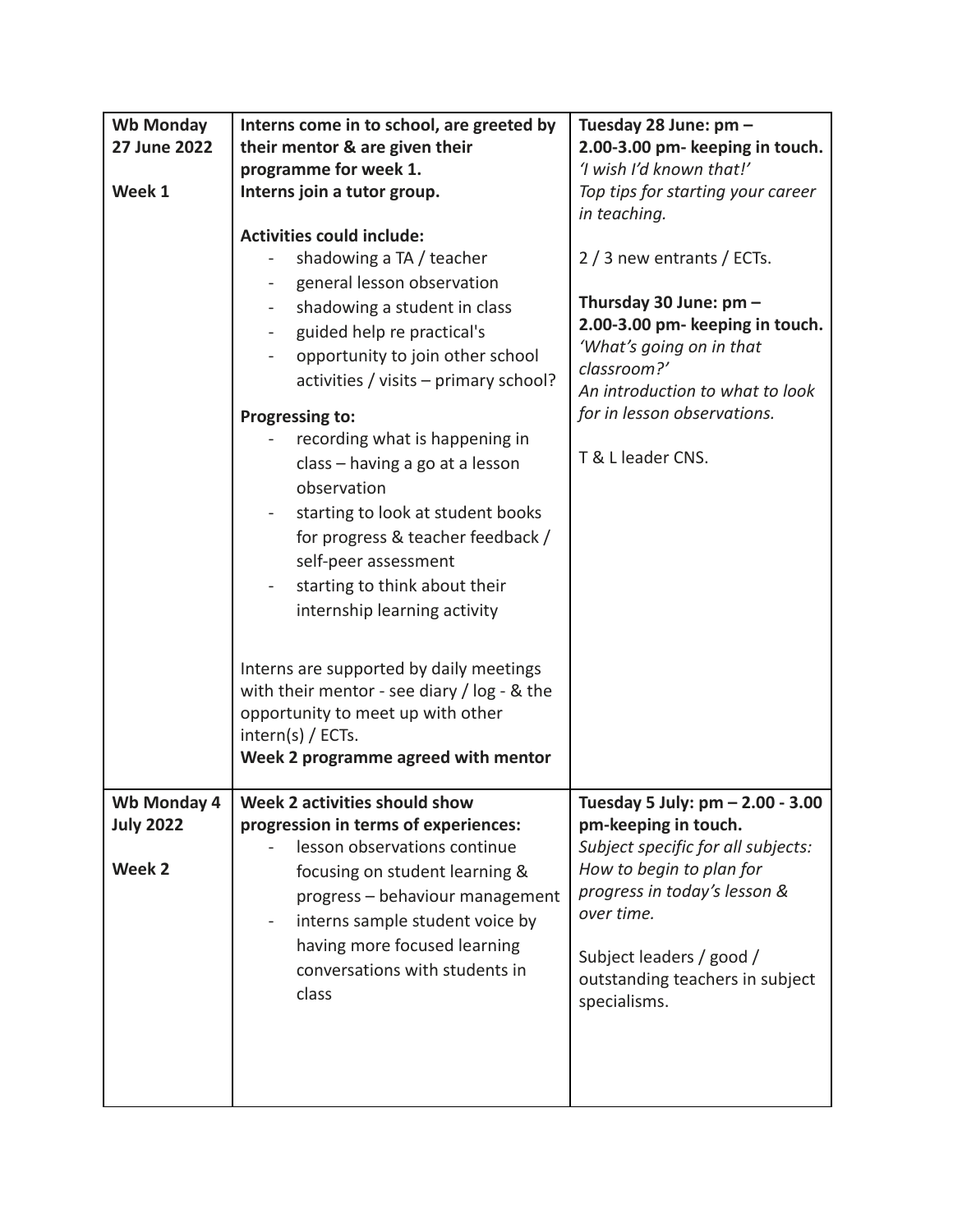| | | |
|---|---|---|
| **Wb Monday 27 June 2022**<br><br>**Week 1** | **Interns come in to school, are greeted by their mentor & are given their programme for week 1.**<br>**Interns join a tutor group.**<br><br>**Activities could include:**<br>- shadowing a TA / teacher<br>- general lesson observation<br>- shadowing a student in class<br>- guided help re practical's<br>- opportunity to join other school activities / visits – primary school?<br><br>**Progressing to:**<br>- recording what is happening in class – having a go at a lesson observation<br>- starting to look at student books for progress & teacher feedback / self-peer assessment<br>- starting to think about their internship learning activity<br><br>Interns are supported by daily meetings with their mentor - see diary / log - & the opportunity to meet up with other intern(s) / ECTs.<br>**Week 2 programme agreed with mentor** | **Tuesday 28 June: pm – 2.00-3.00 pm- keeping in touch.**<br>*'I wish I'd known that!'*<br>*Top tips for starting your career in teaching.*<br><br>2 / 3 new entrants / ECTs.<br><br>**Thursday 30 June: pm – 2.00-3.00 pm- keeping in touch.**<br>*'What's going on in that classroom?'*<br>*An introduction to what to look for in lesson observations.*<br><br>T & L leader CNS. |
| **Wb Monday 4 July 2022**<br><br>**Week 2** | **Week 2 activities should show progression in terms of experiences:**<br>- lesson observations continue focusing on student learning & progress – behaviour management<br>- interns sample student voice by having more focused learning conversations with students in class | **Tuesday 5 July: pm – 2.00 - 3.00 pm-keeping in touch.**<br>*Subject specific for all subjects: How to begin to plan for progress in today's lesson & over time.*<br><br>Subject leaders / good / outstanding teachers in subject specialisms. |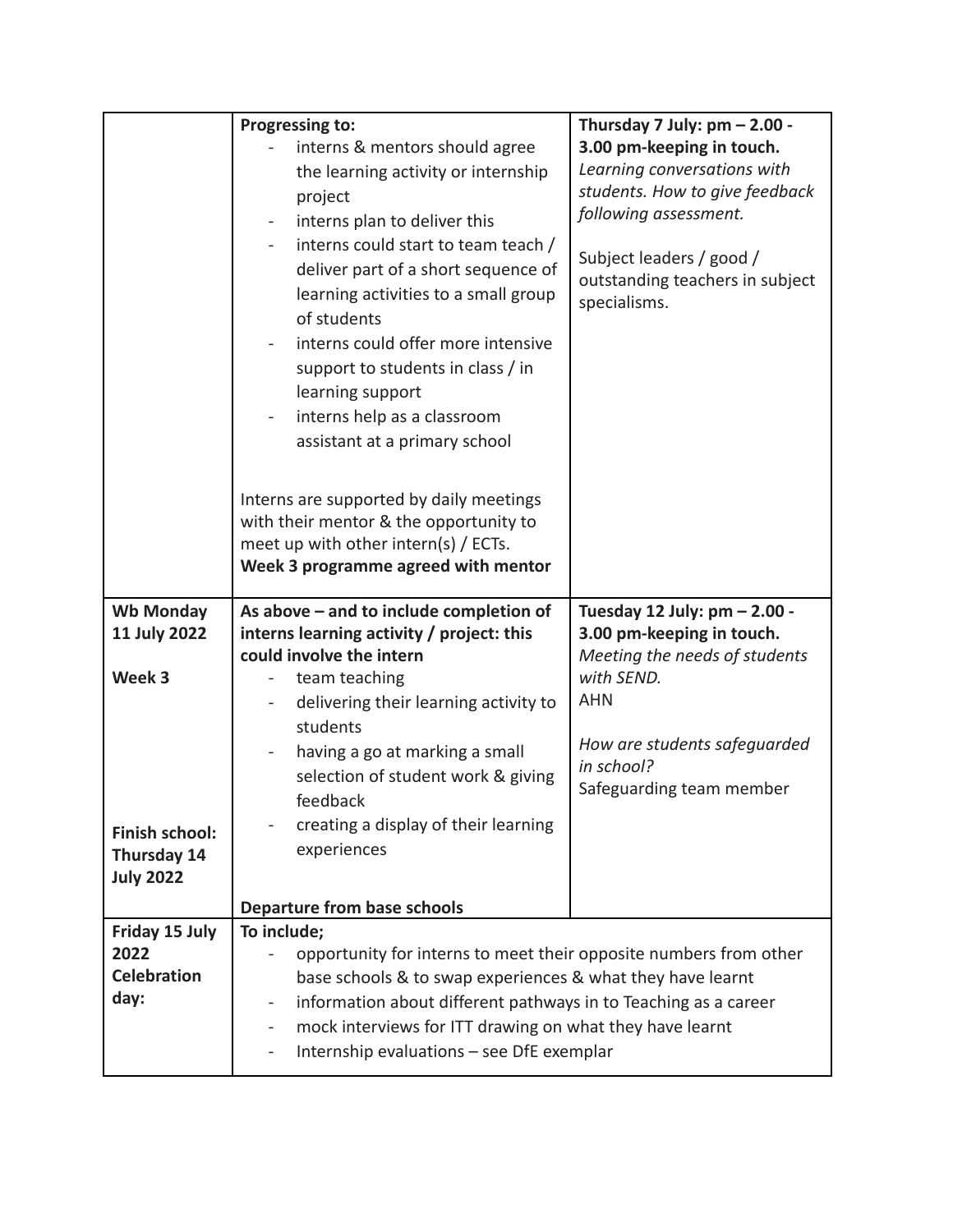| | | |
|---|---|---|
| | **Progressing to:**<br>- interns & mentors should agree the learning activity or internship project<br>- interns plan to deliver this<br>- interns could start to team teach / deliver part of a short sequence of learning activities to a small group of students<br>- interns could offer more intensive support to students in class / in learning support<br>- interns help as a classroom assistant at a primary school<br><br>Interns are supported by daily meetings with their mentor & the opportunity to meet up with other intern(s) / ECTs.<br>**Week 3 programme agreed with mentor** | **Thursday 7 July: pm – 2.00 - 3.00 pm-keeping in touch.**<br>*Learning conversations with students. How to give feedback following assessment.*<br><br>Subject leaders / good / outstanding teachers in subject specialisms. |
| **Wb Monday 11 July 2022**<br><br>**Week 3**<br><br>**Finish school: Thursday 14 July 2022** | **As above – and to include completion of interns learning activity / project: this could involve the intern**<br>- team teaching<br>- delivering their learning activity to students<br>- having a go at marking a small selection of student work & giving feedback<br>- creating a display of their learning experiences<br><br>**Departure from base schools** | **Tuesday 12 July: pm – 2.00 - 3.00 pm-keeping in touch.**<br>*Meeting the needs of students with SEND.*<br>AHN<br><br>*How are students safeguarded in school?*<br>Safeguarding team member |
| **Friday 15 July 2022 Celebration day:** | **To include;**<br>- opportunity for interns to meet their opposite numbers from other base schools & to swap experiences & what they have learnt<br>- information about different pathways in to Teaching as a career<br>- mock interviews for ITT drawing on what they have learnt<br>- Internship evaluations – see DfE exemplar | |